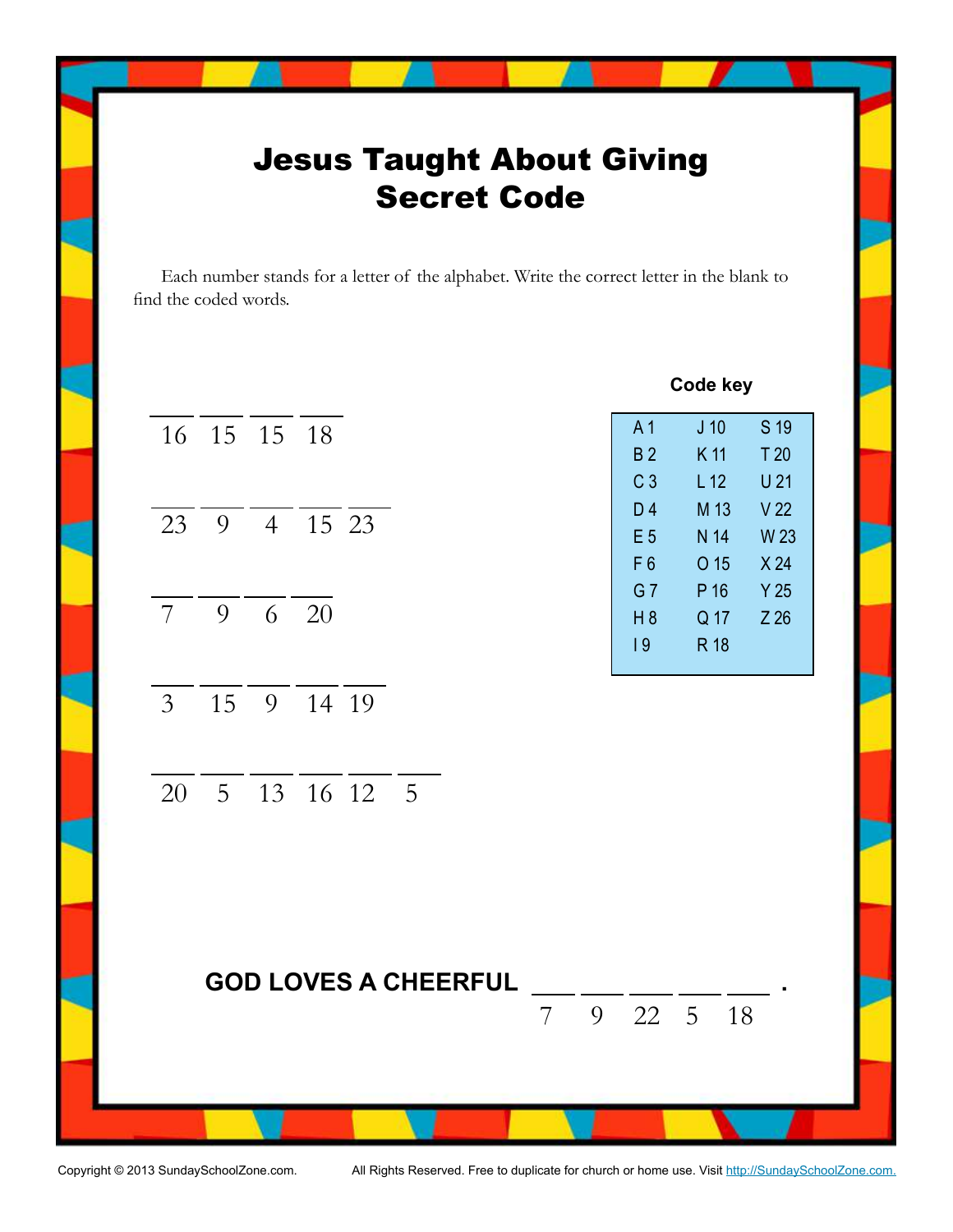# Jesus Taught About Giving
# Secret Code

Each number stands for a letter of the alphabet. Write the correct letter in the blank to find the coded words.

___ ___ ___ ___
16 15 15 18

___ ___ ___ ___ ___
23 9 4 15 23

___ ___ ___ ___
7 9 6 20

___ ___ ___ ___ ___
3 15 9 14 19

___ ___ ___ ___ ___ ___
20 5 13 16 12 5

**Code key**

| | | |
|---|---|---|
| A 1 | J 10 | S 19 |
| B 2 | K 11 | T 20 |
| C 3 | L 12 | U 21 |
| D 4 | M 13 | V 22 |
| E 5 | N 14 | W 23 |
| F 6 | O 15 | X 24 |
| G 7 | P 16 | Y 25 |
| H 8 | Q 17 | Z 26 |
| I 9 | R 18 | |

**GOD LOVES A CHEERFUL** ___ ___ ___ ___ ___ .
7 9 22 5 18

Copyright © 2013 SundaySchoolZone.com. All Rights Reserved. Free to duplicate for church or home use. Visit http://SundaySchoolZone.com.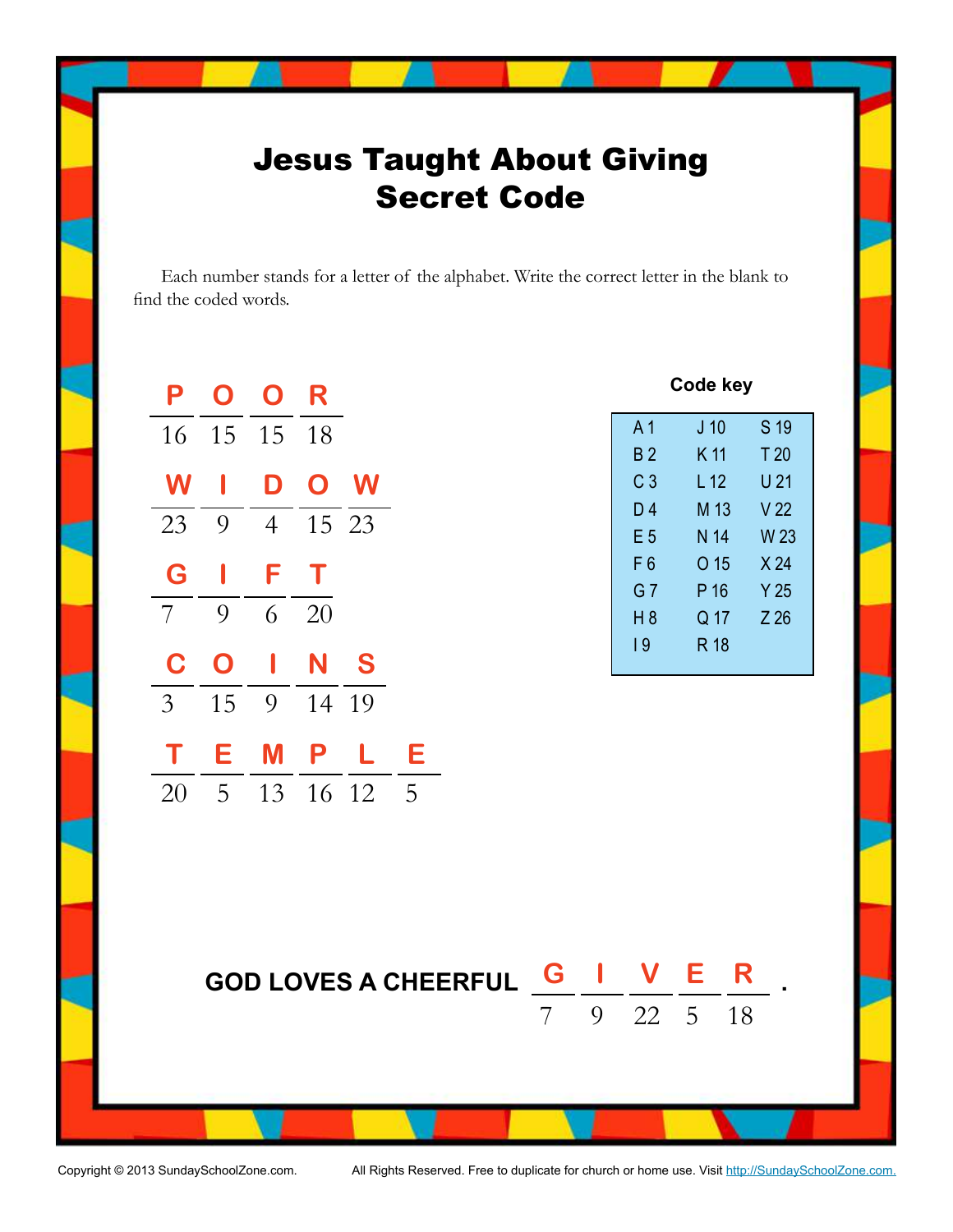# Jesus Taught About Giving
# Secret Code

Each number stands for a letter of the alphabet. Write the correct letter in the blank to find the coded words.

| P | O | O | R |
|---|---|---|---|
| 16 | 15 | 15 | 18 |

| W | I | D | O | W |
|---|---|---|---|---|
| 23 | 9 | 4 | 15 | 23 |

| G | I | F | T |
|---|---|---|---|
| 7 | 9 | 6 | 20 |

| C | O | I | N | S |
|---|---|---|---|---|
| 3 | 15 | 9 | 14 | 19 |

| T | E | M | P | L | E |
|---|---|---|---|---|---|
| 20 | 5 | 13 | 16 | 12 | 5 |

**Code key**

| | | |
|---|---|---|
| A 1 | J 10 | S 19 |
| B 2 | K 11 | T 20 |
| C 3 | L 12 | U 21 |
| D 4 | M 13 | V 22 |
| E 5 | N 14 | W 23 |
| F 6 | O 15 | X 24 |
| G 7 | P 16 | Y 25 |
| H 8 | Q 17 | Z 26 |
| I 9 | R 18 | |

**GOD LOVES A CHEERFUL** G I V E R .

| G | I | V | E | R |
|---|---|---|---|---|
| 7 | 9 | 22 | 5 | 18 |

Copyright © 2013 SundaySchoolZone.com. All Rights Reserved. Free to duplicate for church or home use. Visit http://SundaySchoolZone.com.